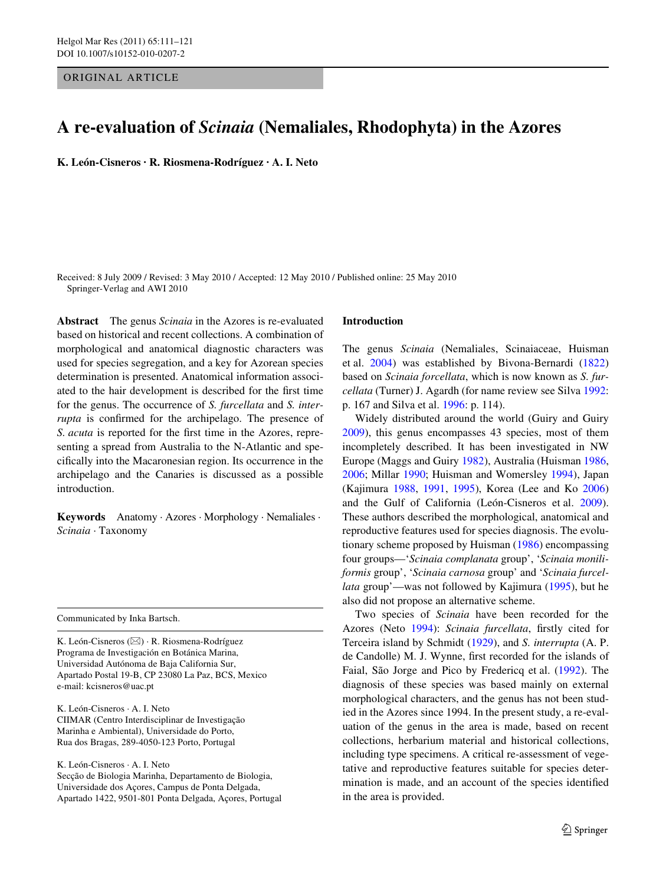ORIGINAL ARTICLE

# A re-evaluation of *Scinaia* (Nemaliales, Rhodophyta) in the Azores

**K. León-Cisneros · R. Riosmena-Rodríguez · A. I. Neto**

Received: 8 July 2009 / Revised: 3 May 2010 / Accepted: 12 May 2010 / Published online: 25 May 2010
Springer-Verlag and AWI 2010

**Abstract** The genus *Scinaia* in the Azores is re-evaluated based on historical and recent collections. A combination of morphological and anatomical diagnostic characters was used for species segregation, and a key for Azorean species determination is presented. Anatomical information associated to the hair development is described for the first time for the genus. The occurrence of *S. furcellata* and *S. interrupta* is confirmed for the archipelago. The presence of *S. acuta* is reported for the first time in the Azores, representing a spread from Australia to the N-Atlantic and specifically into the Macaronesian region. Its occurrence in the archipelago and the Canaries is discussed as a possible introduction.

**Keywords** Anatomy · Azores · Morphology · Nemaliales · *Scinaia* · Taxonomy

Communicated by Inka Bartsch.

K. León-Cisneros (✉) · R. Riosmena-Rodríguez
Programa de Investigación en Botánica Marina,
Universidad Autónoma de Baja California Sur,
Apartado Postal 19-B, CP 23080 La Paz, BCS, Mexico
e-mail: kcisneros@uac.pt

K. León-Cisneros · A. I. Neto
CIIMAR (Centro Interdisciplinar de Investigação
Marinha e Ambiental), Universidade do Porto,
Rua dos Bragas, 289-4050-123 Porto, Portugal

K. León-Cisneros · A. I. Neto
Secção de Biologia Marinha, Departamento de Biologia,
Universidade dos Açores, Campus de Ponta Delgada,
Apartado 1422, 9501-801 Ponta Delgada, Açores, Portugal

## Introduction

The genus *Scinaia* (Nemaliales, Scinaiaceae, Huisman et al. 2004) was established by Bivona-Bernardi (1822) based on *Scinaia forcellata*, which is now known as *S. furcellata* (Turner) J. Agardh (for name review see Silva 1992: p. 167 and Silva et al. 1996: p. 114).

Widely distributed around the world (Guiry and Guiry 2009), this genus encompasses 43 species, most of them incompletely described. It has been investigated in NW Europe (Maggs and Guiry 1982), Australia (Huisman 1986, 2006; Millar 1990; Huisman and Womersley 1994), Japan (Kajimura 1988, 1991, 1995), Korea (Lee and Ko 2006) and the Gulf of California (León-Cisneros et al. 2009). These authors described the morphological, anatomical and reproductive features used for species diagnosis. The evolutionary scheme proposed by Huisman (1986) encompassing four groups—'*Scinaia complanata* group', '*Scinaia moniliformis* group', '*Scinaia carnosa* group' and '*Scinaia furcellata* group'—was not followed by Kajimura (1995), but he also did not propose an alternative scheme.

Two species of *Scinaia* have been recorded for the Azores (Neto 1994): *Scinaia furcellata*, firstly cited for Terceira island by Schmidt (1929), and *S. interrupta* (A. P. de Candolle) M. J. Wynne, first recorded for the islands of Faial, São Jorge and Pico by Fredericq et al. (1992). The diagnosis of these species was based mainly on external morphological characters, and the genus has not been studied in the Azores since 1994. In the present study, a re-evaluation of the genus in the area is made, based on recent collections, herbarium material and historical collections, including type specimens. A critical re-assessment of vegetative and reproductive features suitable for species determination is made, and an account of the species identified in the area is provided.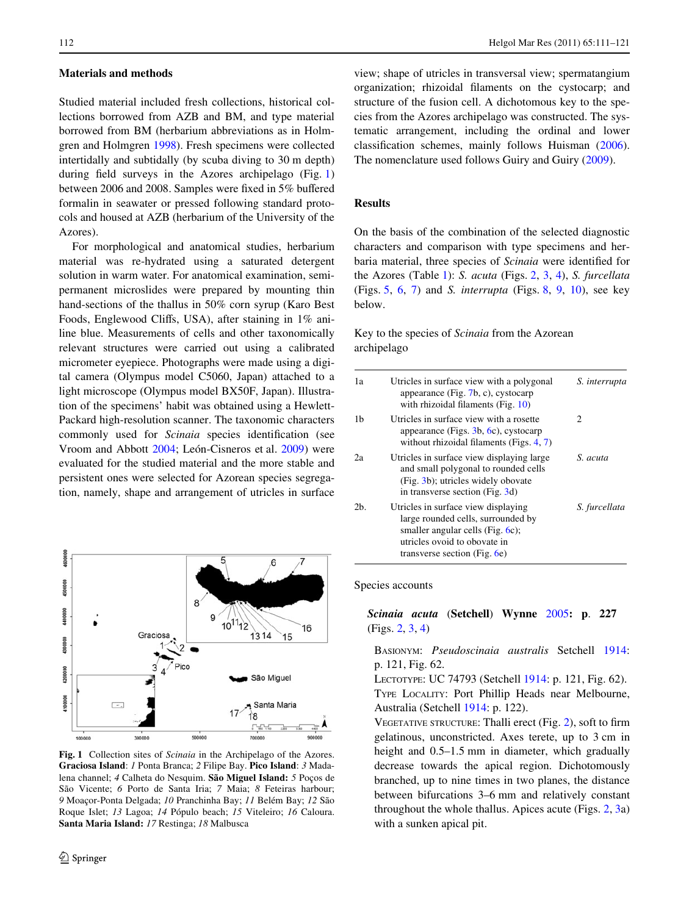## Materials and methods

Studied material included fresh collections, historical collections borrowed from AZB and BM, and type material borrowed from BM (herbarium abbreviations as in Holmgren and Holmgren 1998). Fresh specimens were collected intertidally and subtidally (by scuba diving to 30 m depth) during field surveys in the Azores archipelago (Fig. 1) between 2006 and 2008. Samples were fixed in 5% buffered formalin in seawater or pressed following standard protocols and housed at AZB (herbarium of the University of the Azores).

For morphological and anatomical studies, herbarium material was re-hydrated using a saturated detergent solution in warm water. For anatomical examination, semi-permanent microslides were prepared by mounting thin hand-sections of the thallus in 50% corn syrup (Karo Best Foods, Englewood Cliffs, USA), after staining in 1% aniline blue. Measurements of cells and other taxonomically relevant structures were carried out using a calibrated micrometer eyepiece. Photographs were made using a digital camera (Olympus model C5060, Japan) attached to a light microscope (Olympus model BX50F, Japan). Illustration of the specimens' habit was obtained using a Hewlett-Packard high-resolution scanner. The taxonomic characters commonly used for *Scinaia* species identification (see Vroom and Abbott 2004; León-Cisneros et al. 2009) were evaluated for the studied material and the more stable and persistent ones were selected for Azorean species segregation, namely, shape and arrangement of utricles in surface view; shape of utricles in transversal view; spermatangium organization; rhizoidal filaments on the cystocarp; and structure of the fusion cell. A dichotomous key to the species from the Azores archipelago was constructed. The systematic arrangement, including the ordinal and lower classification schemes, mainly follows Huisman (2006). The nomenclature used follows Guiry and Guiry (2009).

**Fig. 1** Collection sites of *Scinaia* in the Archipelago of the Azores. **Graciosa Island**: *1* Ponta Branca; *2* Filipe Bay. **Pico Island**: *3* Madalena channel; *4* Calheta do Nesquim. **São Miguel Island:** *5* Poços de São Vicente; *6* Porto de Santa Iria; *7* Maia; *8* Feteiras harbour; *9* Moaçor-Ponta Delgada; *10* Pranchinha Bay; *11* Belém Bay; *12* São Roque Islet; *13* Lagoa; *14* Pópulo beach; *15* Viteleiro; *16* Caloura. **Santa Maria Island:** *17* Restinga; *18* Malbusca

## Results

On the basis of the combination of the selected diagnostic characters and comparison with type specimens and herbaria material, three species of *Scinaia* were identified for the Azores (Table 1): *S. acuta* (Figs. 2, 3, 4), *S. furcellata* (Figs. 5, 6, 7) and *S. interrupta* (Figs. 8, 9, 10), see key below.

Key to the species of *Scinaia* from the Azorean archipelago

| | | |
|---|---|---|
| 1a | Utricles in surface view with a polygonal appearance (Fig. 7b, c), cystocarp with rhizoidal filaments (Fig. 10) | *S. interrupta* |
| 1b | Utricles in surface view with a rosette appearance (Figs. 3b, 6c), cystocarp without rhizoidal filaments (Figs. 4, 7) | 2 |
| 2a | Utricles in surface view displaying large and small polygonal to rounded cells (Fig. 3b); utricles widely obovate in transverse section (Fig. 3d) | *S. acuta* |
| 2b. | Utricles in surface view displaying large rounded cells, surrounded by smaller angular cells (Fig. 6c); utricles ovoid to obovate in transverse section (Fig. 6e) | *S. furcellata* |

Species accounts

***Scinaia acuta* (Setchell) Wynne 2005: p. 227** (Figs. 2, 3, 4)

BASIONYM: *Pseudoscinaia australis* Setchell 1914: p. 121, Fig. 62.

LECTOTYPE: UC 74793 (Setchell 1914: p. 121, Fig. 62).

TYPE LOCALITY: Port Phillip Heads near Melbourne, Australia (Setchell 1914: p. 122).

VEGETATIVE STRUCTURE: Thalli erect (Fig. 2), soft to firm gelatinous, unconstricted. Axes terete, up to 3 cm in height and 0.5–1.5 mm in diameter, which gradually decrease towards the apical region. Dichotomously branched, up to nine times in two planes, the distance between bifurcations 3–6 mm and relatively constant throughout the whole thallus. Apices acute (Figs. 2, 3a) with a sunken apical pit.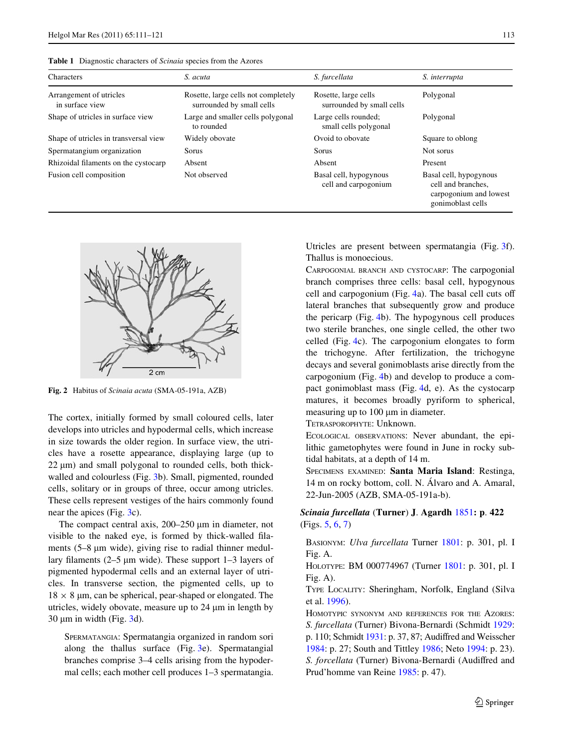**Table 1** Diagnostic characters of *Scinaia* species from the Azores

| Characters | *S. acuta* | *S. furcellata* | *S. interrupta* |
|---|---|---|---|
| Arrangement of utricles in surface view | Rosette, large cells not completely surrounded by small cells | Rosette, large cells surrounded by small cells | Polygonal |
| Shape of utricles in surface view | Large and smaller cells polygonal to rounded | Large cells rounded; small cells polygonal | Polygonal |
| Shape of utricles in transversal view | Widely obovate | Ovoid to obovate | Square to oblong |
| Spermatangium organization | Sorus | Sorus | Not sorus |
| Rhizoidal filaments on the cystocarp | Absent | Absent | Present |
| Fusion cell composition | Not observed | Basal cell, hypogynous cell and carpogonium | Basal cell, hypogynous cell and branches, carpogonium and lowest gonimoblast cells |

**Fig. 2** Habitus of *Scinaia acuta* (SMA-05-191a, AZB)

The cortex, initially formed by small coloured cells, later develops into utricles and hypodermal cells, which increase in size towards the older region. In surface view, the utricles have a rosette appearance, displaying large (up to 22 µm) and small polygonal to rounded cells, both thick-walled and colourless (Fig. 3b). Small, pigmented, rounded cells, solitary or in groups of three, occur among utricles. These cells represent vestiges of the hairs commonly found near the apices (Fig. 3c).

The compact central axis, 200–250 µm in diameter, not visible to the naked eye, is formed by thick-walled filaments (5–8 µm wide), giving rise to radial thinner medullary filaments (2–5 µm wide). These support 1–3 layers of pigmented hypodermal cells and an external layer of utricles. In transverse section, the pigmented cells, up to 18 × 8 µm, can be spherical, pear-shaped or elongated. The utricles, widely obovate, measure up to 24 µm in length by 30 µm in width (Fig. 3d).

Spermatangia: Spermatangia organized in random sori along the thallus surface (Fig. 3e). Spermatangial branches comprise 3–4 cells arising from the hypodermal cells; each mother cell produces 1–3 spermatangia. Utricles are present between spermatangia (Fig. 3f). Thallus is monoecious.

Carpogonial branch and cystocarp: The carpogonial branch comprises three cells: basal cell, hypogynous cell and carpogonium (Fig. 4a). The basal cell cuts off lateral branches that subsequently grow and produce the pericarp (Fig. 4b). The hypogynous cell produces two sterile branches, one single celled, the other two celled (Fig. 4c). The carpogonium elongates to form the trichogyne. After fertilization, the trichogyne decays and several gonimoblasts arise directly from the carpogonium (Fig. 4b) and develop to produce a compact gonimoblast mass (Fig. 4d, e). As the cystocarp matures, it becomes broadly pyriform to spherical, measuring up to 100 µm in diameter.

Tetrasporophyte: Unknown.

Ecological observations: Never abundant, the epilithic gametophytes were found in June in rocky subtidal habitats, at a depth of 14 m.

Specimens examined: **Santa Maria Island**: Restinga, 14 m on rocky bottom, coll. N. Álvaro and A. Amaral, 22-Jun-2005 (AZB, SMA-05-191a-b).

### *Scinaia furcellata* (Turner) J. Agardh 1851: p. 422 (Figs. 5, 6, 7)

Basionym: *Ulva furcellata* Turner 1801: p. 301, pl. I Fig. A.

Holotype: BM 000774967 (Turner 1801: p. 301, pl. I Fig. A).

Type locality: Sheringham, Norfolk, England (Silva et al. 1996).

Homotypic synonym and references for the Azores: *S. furcellata* (Turner) Bivona-Bernardi (Schmidt 1929: p. 110; Schmidt 1931: p. 37, 87; Audiffred and Weisscher 1984: p. 27; South and Tittley 1986; Neto 1994: p. 23). *S. forcellata* (Turner) Bivona-Bernardi (Audiffred and Prud'homme van Reine 1985: p. 47).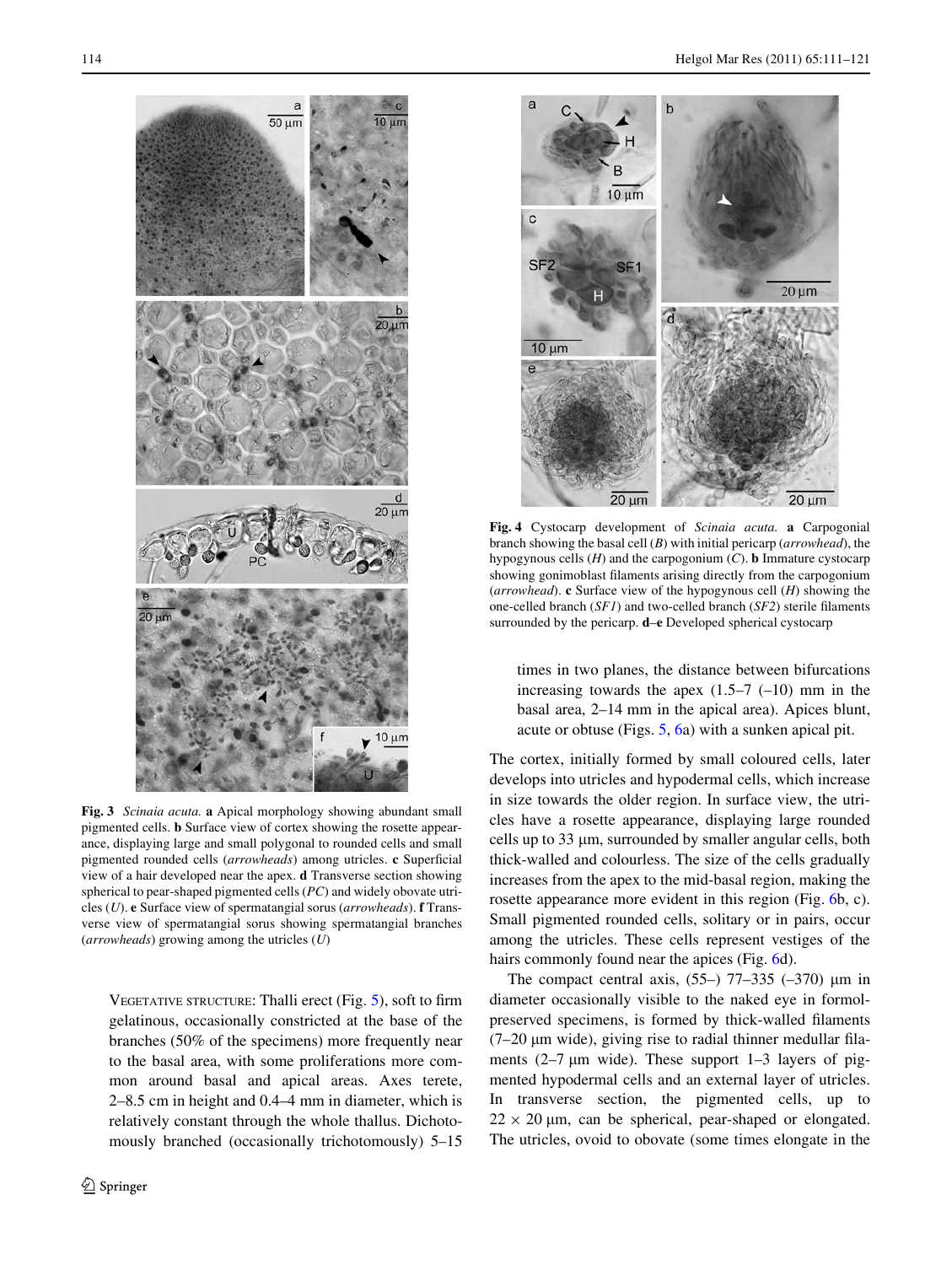**Fig. 3** *Scinaia acuta.* **a** Apical morphology showing abundant small pigmented cells. **b** Surface view of cortex showing the rosette appearance, displaying large and small polygonal to rounded cells and small pigmented rounded cells (*arrowheads*) among utricles. **c** Superficial view of a hair developed near the apex. **d** Transverse section showing spherical to pear-shaped pigmented cells (*PC*) and widely obovate utricles (*U*). **e** Surface view of spermatangial sorus (*arrowheads*). **f** Transverse view of spermatangial sorus showing spermatangial branches (*arrowheads*) growing among the utricles (*U*)

**Fig. 4** Cystocarp development of *Scinaia acuta.* **a** Carpogonial branch showing the basal cell (*B*) with initial pericarp (*arrowhead*), the hypogynous cells (*H*) and the carpogonium (*C*). **b** Immature cystocarp showing gonimoblast filaments arising directly from the carpogonium (*arrowhead*). **c** Surface view of the hypogynous cell (*H*) showing the one-celled branch (*SF1*) and two-celled branch (*SF2*) sterile filaments surrounded by the pericarp. **d**–**e** Developed spherical cystocarp

Vegetative structure: Thalli erect (Fig. 5), soft to firm gelatinous, occasionally constricted at the base of the branches (50% of the specimens) more frequently near to the basal area, with some proliferations more common around basal and apical areas. Axes terete, 2–8.5 cm in height and 0.4–4 mm in diameter, which is relatively constant through the whole thallus. Dichotomously branched (occasionally trichotomously) 5–15 times in two planes, the distance between bifurcations increasing towards the apex (1.5–7 (–10) mm in the basal area, 2–14 mm in the apical area). Apices blunt, acute or obtuse (Figs. 5, 6a) with a sunken apical pit.

The cortex, initially formed by small coloured cells, later develops into utricles and hypodermal cells, which increase in size towards the older region. In surface view, the utricles have a rosette appearance, displaying large rounded cells up to 33 μm, surrounded by smaller angular cells, both thick-walled and colourless. The size of the cells gradually increases from the apex to the mid-basal region, making the rosette appearance more evident in this region (Fig. 6b, c). Small pigmented rounded cells, solitary or in pairs, occur among the utricles. These cells represent vestiges of the hairs commonly found near the apices (Fig. 6d).

The compact central axis, (55–) 77–335 (–370) μm in diameter occasionally visible to the naked eye in formol-preserved specimens, is formed by thick-walled filaments (7–20 μm wide), giving rise to radial thinner medullar filaments (2–7 μm wide). These support 1–3 layers of pigmented hypodermal cells and an external layer of utricles. In transverse section, the pigmented cells, up to 22 × 20 μm, can be spherical, pear-shaped or elongated. The utricles, ovoid to obovate (some times elongate in the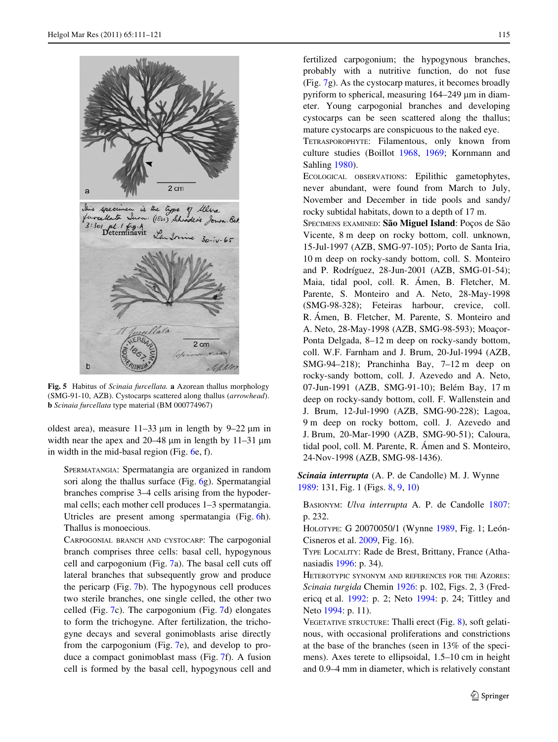Fig. 5 Habitus of *Scinaia furcellata*. **a** Azorean thallus morphology (SMG-91-10, AZB). Cystocarps scattered along thallus (*arrowhead*). **b** *Scinaia furcellata* type material (BM 000774967)

oldest area), measure 11–33 µm in length by 9–22 µm in width near the apex and 20–48 µm in length by 11–31 µm in width in the mid-basal region (Fig. 6e, f).

Spermatangia: Spermatangia are organized in random sori along the thallus surface (Fig. 6g). Spermatangial branches comprise 3–4 cells arising from the hypodermal cells; each mother cell produces 1–3 spermatangia. Utricles are present among spermatangia (Fig. 6h). Thallus is monoecious.

Carpogonial branch and cystocarp: The carpogonial branch comprises three cells: basal cell, hypogynous cell and carpogonium (Fig. 7a). The basal cell cuts off lateral branches that subsequently grow and produce the pericarp (Fig. 7b). The hypogynous cell produces two sterile branches, one single celled, the other two celled (Fig. 7c). The carpogonium (Fig. 7d) elongates to form the trichogyne. After fertilization, the trichogyne decays and several gonimoblasts arise directly from the carpogonium (Fig. 7e), and develop to produce a compact gonimoblast mass (Fig. 7f). A fusion cell is formed by the basal cell, hypogynous cell and fertilized carpogonium; the hypogynous branches, probably with a nutritive function, do not fuse (Fig. 7g). As the cystocarp matures, it becomes broadly pyriform to spherical, measuring 164–249 µm in diameter. Young carpogonial branches and developing cystocarps can be seen scattered along the thallus; mature cystocarps are conspicuous to the naked eye.

Tetrasporophyte: Filamentous, only known from culture studies (Boillot 1968, 1969; Kornmann and Sahling 1980).

Ecological observations: Epilithic gametophytes, never abundant, were found from March to July, November and December in tide pools and sandy/rocky subtidal habitats, down to a depth of 17 m.

Specimens examined: **São Miguel Island**: Poços de São Vicente, 8 m deep on rocky bottom, coll. unknown, 15-Jul-1997 (AZB, SMG-97-105); Porto de Santa Iria, 10 m deep on rocky-sandy bottom, coll. S. Monteiro and P. Rodríguez, 28-Jun-2001 (AZB, SMG-01-54); Maia, tidal pool, coll. R. Ámen, B. Fletcher, M. Parente, S. Monteiro and A. Neto, 28-May-1998 (SMG-98-328); Feteiras harbour, crevice, coll. R. Ámen, B. Fletcher, M. Parente, S. Monteiro and A. Neto, 28-May-1998 (AZB, SMG-98-593); Moaçor-Ponta Delgada, 8–12 m deep on rocky-sandy bottom, coll. W.F. Farnham and J. Brum, 20-Jul-1994 (AZB, SMG-94–218); Pranchinha Bay, 7–12 m deep on rocky-sandy bottom, coll. J. Azevedo and A. Neto, 07-Jun-1991 (AZB, SMG-91-10); Belém Bay, 17 m deep on rocky-sandy bottom, coll. F. Wallenstein and J. Brum, 12-Jul-1990 (AZB, SMG-90-228); Lagoa, 9 m deep on rocky bottom, coll. J. Azevedo and J. Brum, 20-Mar-1990 (AZB, SMG-90-51); Caloura, tidal pool, coll. M. Parente, R. Ámen and S. Monteiro, 24-Nov-1998 (AZB, SMG-98-1436).

***Scinaia interrupta*** (A. P. de Candolle) M. J. Wynne 1989: 131, Fig. 1 (Figs. 8, 9, 10)

Basionym: *Ulva interrupta* A. P. de Candolle 1807: p. 232.

Holotype: G 20070050/1 (Wynne 1989, Fig. 1; León-Cisneros et al. 2009, Fig. 16).

Type locality: Rade de Brest, Brittany, France (Athanasiadis 1996: p. 34).

Heterotypic synonym and references for the Azores: *Scinaia turgida* Chemin 1926: p. 102, Figs. 2, 3 (Fredericq et al. 1992: p. 2; Neto 1994: p. 24; Tittley and Neto 1994: p. 11).

Vegetative structure: Thalli erect (Fig. 8), soft gelatinous, with occasional proliferations and constrictions at the base of the branches (seen in 13% of the specimens). Axes terete to ellipsoidal, 1.5–10 cm in height and 0.9–4 mm in diameter, which is relatively constant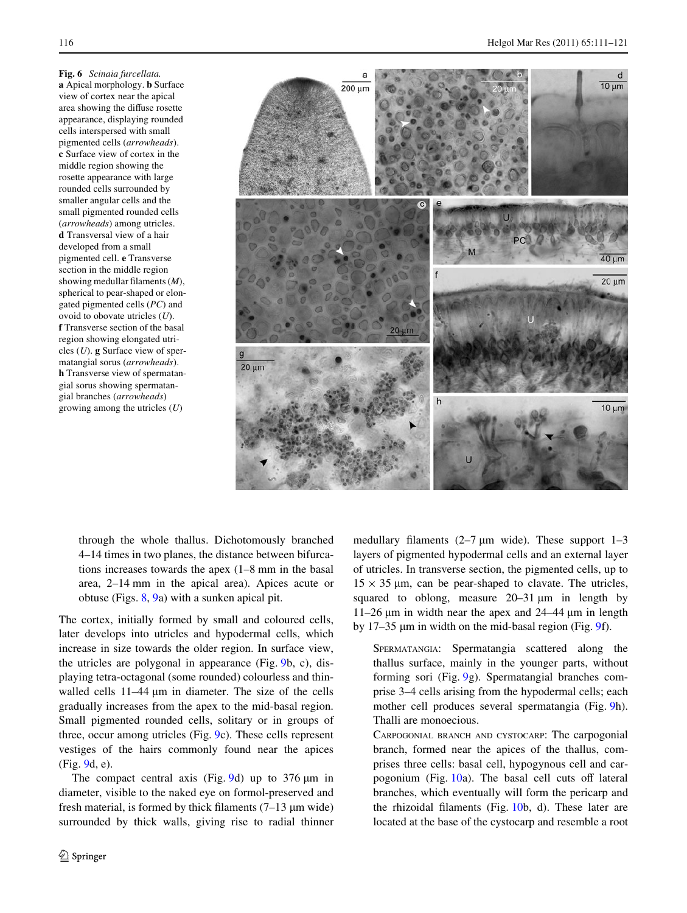**Fig. 6** *Scinaia furcellata*. **a** Apical morphology. **b** Surface view of cortex near the apical area showing the diffuse rosette appearance, displaying rounded cells interspersed with small pigmented cells (*arrowheads*). **c** Surface view of cortex in the middle region showing the rosette appearance with large rounded cells surrounded by smaller angular cells and the small pigmented rounded cells (*arrowheads*) among utricles. **d** Transversal view of a hair developed from a small pigmented cell. **e** Transverse section in the middle region showing medullar filaments (*M*), spherical to pear-shaped or elongated pigmented cells (*PC*) and ovoid to obovate utricles (*U*). **f** Transverse section of the basal region showing elongated utricles (*U*). **g** Surface view of spermatangial sorus (*arrowheads*). **h** Transverse view of spermatangial sorus showing spermatangial branches (*arrowheads*) growing among the utricles (*U*)

through the whole thallus. Dichotomously branched 4–14 times in two planes, the distance between bifurcations increases towards the apex (1–8 mm in the basal area, 2–14 mm in the apical area). Apices acute or obtuse (Figs. 8, 9a) with a sunken apical pit.

The cortex, initially formed by small and coloured cells, later develops into utricles and hypodermal cells, which increase in size towards the older region. In surface view, the utricles are polygonal in appearance (Fig. 9b, c), displaying tetra-octagonal (some rounded) colourless and thin-walled cells 11–44 µm in diameter. The size of the cells gradually increases from the apex to the mid-basal region. Small pigmented rounded cells, solitary or in groups of three, occur among utricles (Fig. 9c). These cells represent vestiges of the hairs commonly found near the apices (Fig. 9d, e).

The compact central axis (Fig. 9d) up to 376 µm in diameter, visible to the naked eye on formol-preserved and fresh material, is formed by thick filaments (7–13 µm wide) surrounded by thick walls, giving rise to radial thinner medullary filaments (2–7 µm wide). These support 1–3 layers of pigmented hypodermal cells and an external layer of utricles. In transverse section, the pigmented cells, up to $15 \times 35$ µm, can be pear-shaped to clavate. The utricles, squared to oblong, measure 20–31 µm in length by 11–26 µm in width near the apex and 24–44 µm in length by 17–35 µm in width on the mid-basal region (Fig. 9f).

Spermatangia: Spermatangia scattered along the thallus surface, mainly in the younger parts, without forming sori (Fig. 9g). Spermatangial branches comprise 3–4 cells arising from the hypodermal cells; each mother cell produces several spermatangia (Fig. 9h). Thalli are monoecious.

Carpogonial branch and cystocarp: The carpogonial branch, formed near the apices of the thallus, comprises three cells: basal cell, hypogynous cell and carpogonium (Fig. 10a). The basal cell cuts off lateral branches, which eventually will form the pericarp and the rhizoidal filaments (Fig. 10b, d). These later are located at the base of the cystocarp and resemble a root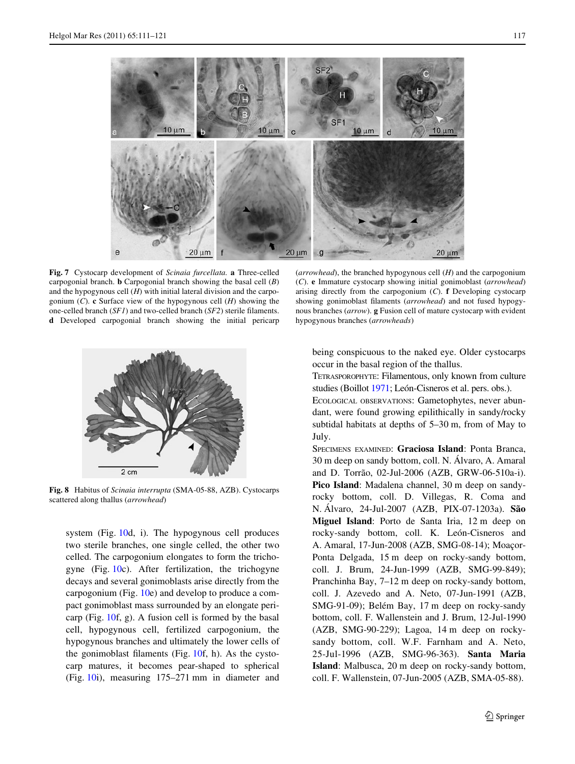**Fig. 7** Cystocarp development of *Scinaia furcellata*. **a** Three-celled carpogonial branch. **b** Carpogonial branch showing the basal cell (*B*) and the hypogynous cell (*H*) with initial lateral division and the carpogonium (*C*). **c** Surface view of the hypogynous cell (*H*) showing the one-celled branch (*SF1*) and two-celled branch (*SF2*) sterile filaments. **d** Developed carpogonial branch showing the initial pericarp (*arrowhead*), the branched hypogynous cell (*H*) and the carpogonium (*C*). **e** Immature cystocarp showing initial gonimoblast (*arrowhead*) arising directly from the carpogonium (*C*). **f** Developing cystocarp showing gonimoblast filaments (*arrowhead*) and not fused hypogynous branches (*arrow*). **g** Fusion cell of mature cystocarp with evident hypogynous branches (*arrowheads*)

**Fig. 8** Habitus of *Scinaia interrupta* (SMA-05-88, AZB). Cystocarps scattered along thallus (*arrowhead*)

system (Fig. 10d, i). The hypogynous cell produces two sterile branches, one single celled, the other two celled. The carpogonium elongates to form the trichogyne (Fig. 10c). After fertilization, the trichogyne decays and several gonimoblasts arise directly from the carpogonium (Fig. 10e) and develop to produce a compact gonimoblast mass surrounded by an elongate pericarp (Fig. 10f, g). A fusion cell is formed by the basal cell, hypogynous cell, fertilized carpogonium, the hypogynous branches and ultimately the lower cells of the gonimoblast filaments (Fig. 10f, h). As the cystocarp matures, it becomes pear-shaped to spherical (Fig. 10i), measuring 175–271 mm in diameter and being conspicuous to the naked eye. Older cystocarps occur in the basal region of the thallus.

TETRASPOROPHYTE: Filamentous, only known from culture studies (Boillot 1971; León-Cisneros et al. pers. obs.).

ECOLOGICAL OBSERVATIONS: Gametophytes, never abundant, were found growing epilithically in sandy/rocky subtidal habitats at depths of 5–30 m, from of May to July.

SPECIMENS EXAMINED: **Graciosa Island**: Ponta Branca, 30 m deep on sandy bottom, coll. N. Álvaro, A. Amaral and D. Torrão, 02-Jul-2006 (AZB, GRW-06-510a-i). **Pico Island**: Madalena channel, 30 m deep on sandy-rocky bottom, coll. D. Villegas, R. Coma and N. Álvaro, 24-Jul-2007 (AZB, PIX-07-1203a). **São Miguel Island**: Porto de Santa Iria, 12 m deep on rocky-sandy bottom, coll. K. León-Cisneros and A. Amaral, 17-Jun-2008 (AZB, SMG-08-14); Moaçor-Ponta Delgada, 15 m deep on rocky-sandy bottom, coll. J. Brum, 24-Jun-1999 (AZB, SMG-99-849); Pranchinha Bay, 7–12 m deep on rocky-sandy bottom, coll. J. Azevedo and A. Neto, 07-Jun-1991 (AZB, SMG-91-09); Belém Bay, 17 m deep on rocky-sandy bottom, coll. F. Wallenstein and J. Brum, 12-Jul-1990 (AZB, SMG-90-229); Lagoa, 14 m deep on rocky-sandy bottom, coll. W.F. Farnham and A. Neto, 25-Jul-1996 (AZB, SMG-96-363). **Santa Maria Island**: Malbusca, 20 m deep on rocky-sandy bottom, coll. F. Wallenstein, 07-Jun-2005 (AZB, SMA-05-88).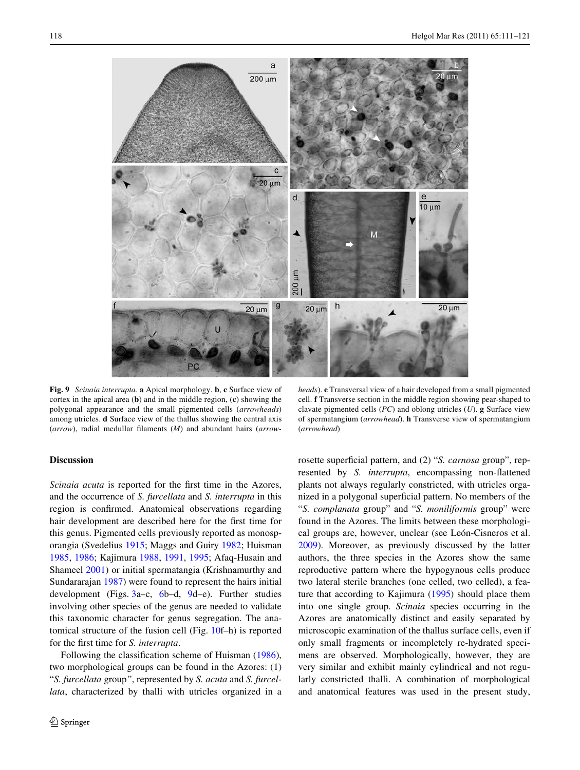**Fig. 9** *Scinaia interrupta.* **a** Apical morphology. **b**, **c** Surface view of cortex in the apical area (**b**) and in the middle region, (**c**) showing the polygonal appearance and the small pigmented cells (*arrowheads*) among utricles. **d** Surface view of the thallus showing the central axis (*arrow*), radial medullar filaments (*M*) and abundant hairs (*arrowheads*). **e** Transversal view of a hair developed from a small pigmented cell. **f** Transverse section in the middle region showing pear-shaped to clavate pigmented cells (*PC*) and oblong utricles (*U*). **g** Surface view of spermatangium (*arrowhead*). **h** Transverse view of spermatangium (*arrowhead*)

## Discussion

*Scinaia acuta* is reported for the first time in the Azores, and the occurrence of *S. furcellata* and *S. interrupta* in this region is confirmed. Anatomical observations regarding hair development are described here for the first time for this genus. Pigmented cells previously reported as monosporangia (Svedelius 1915; Maggs and Guiry 1982; Huisman 1985, 1986; Kajimura 1988, 1991, 1995; Afaq-Husain and Shameel 2001) or initial spermatangia (Krishnamurthy and Sundararajan 1987) were found to represent the hairs initial development (Figs. 3a–c, 6b–d, 9d–e). Further studies involving other species of the genus are needed to validate this taxonomic character for genus segregation. The anatomical structure of the fusion cell (Fig. 10f–h) is reported for the first time for *S. interrupta*.

Following the classification scheme of Huisman (1986), two morphological groups can be found in the Azores: (1) "*S. furcellata* group", represented by *S. acuta* and *S. furcellata*, characterized by thalli with utricles organized in a rosette superficial pattern, and (2) "*S. carnosa* group", represented by *S. interrupta*, encompassing non-flattened plants not always regularly constricted, with utricles organized in a polygonal superficial pattern. No members of the "*S. complanata* group" and "*S. moniliformis* group" were found in the Azores. The limits between these morphological groups are, however, unclear (see León-Cisneros et al. 2009). Moreover, as previously discussed by the latter authors, the three species in the Azores show the same reproductive pattern where the hypogynous cells produce two lateral sterile branches (one celled, two celled), a feature that according to Kajimura (1995) should place them into one single group. *Scinaia* species occurring in the Azores are anatomically distinct and easily separated by microscopic examination of the thallus surface cells, even if only small fragments or incompletely re-hydrated specimens are observed. Morphologically, however, they are very similar and exhibit mainly cylindrical and not regularly constricted thalli. A combination of morphological and anatomical features was used in the present study,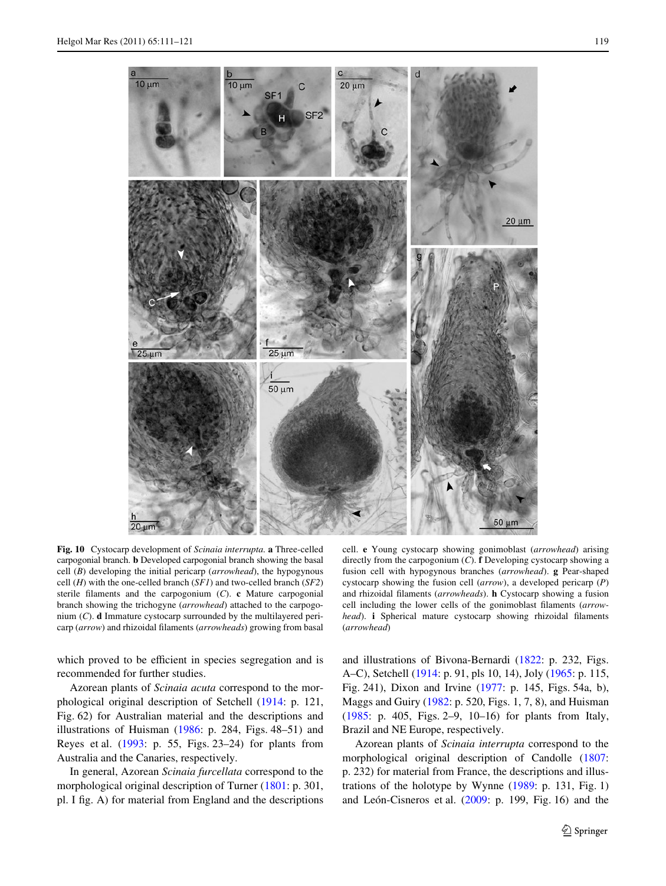**Fig. 10** Cystocarp development of *Scinaia interrupta*. **a** Three-celled carpogonial branch. **b** Developed carpogonial branch showing the basal cell (*B*) developing the initial pericarp (*arrowhead*), the hypogynous cell (*H*) with the one-celled branch (*SF1*) and two-celled branch (*SF2*) sterile filaments and the carpogonium (*C*). **c** Mature carpogonial branch showing the trichogyne (*arrowhead*) attached to the carpogonium (*C*). **d** Immature cystocarp surrounded by the multilayered pericarp (*arrow*) and rhizoidal filaments (*arrowheads*) growing from basal cell. **e** Young cystocarp showing gonimoblast (*arrowhead*) arising directly from the carpogonium (*C*). **f** Developing cystocarp showing a fusion cell with hypogynous branches (*arrowhead*). **g** Pear-shaped cystocarp showing the fusion cell (*arrow*), a developed pericarp (*P*) and rhizoidal filaments (*arrowheads*). **h** Cystocarp showing a fusion cell including the lower cells of the gonimoblast filaments (*arrowhead*). **i** Spherical mature cystocarp showing rhizoidal filaments (*arrowhead*)

which proved to be efficient in species segregation and is recommended for further studies.

Azorean plants of *Scinaia acuta* correspond to the morphological original description of Setchell (1914: p. 121, Fig. 62) for Australian material and the descriptions and illustrations of Huisman (1986: p. 284, Figs. 48–51) and Reyes et al. (1993: p. 55, Figs. 23–24) for plants from Australia and the Canaries, respectively.

In general, Azorean *Scinaia furcellata* correspond to the morphological original description of Turner (1801: p. 301, pl. I fig. A) for material from England and the descriptions and illustrations of Bivona-Bernardi (1822: p. 232, Figs. A–C), Setchell (1914: p. 91, pls 10, 14), Joly (1965: p. 115, Fig. 241), Dixon and Irvine (1977: p. 145, Figs. 54a, b), Maggs and Guiry (1982: p. 520, Figs. 1, 7, 8), and Huisman (1985: p. 405, Figs. 2–9, 10–16) for plants from Italy, Brazil and NE Europe, respectively.

Azorean plants of *Scinaia interrupta* correspond to the morphological original description of Candolle (1807: p. 232) for material from France, the descriptions and illustrations of the holotype by Wynne (1989: p. 131, Fig. 1) and León-Cisneros et al. (2009: p. 199, Fig. 16) and the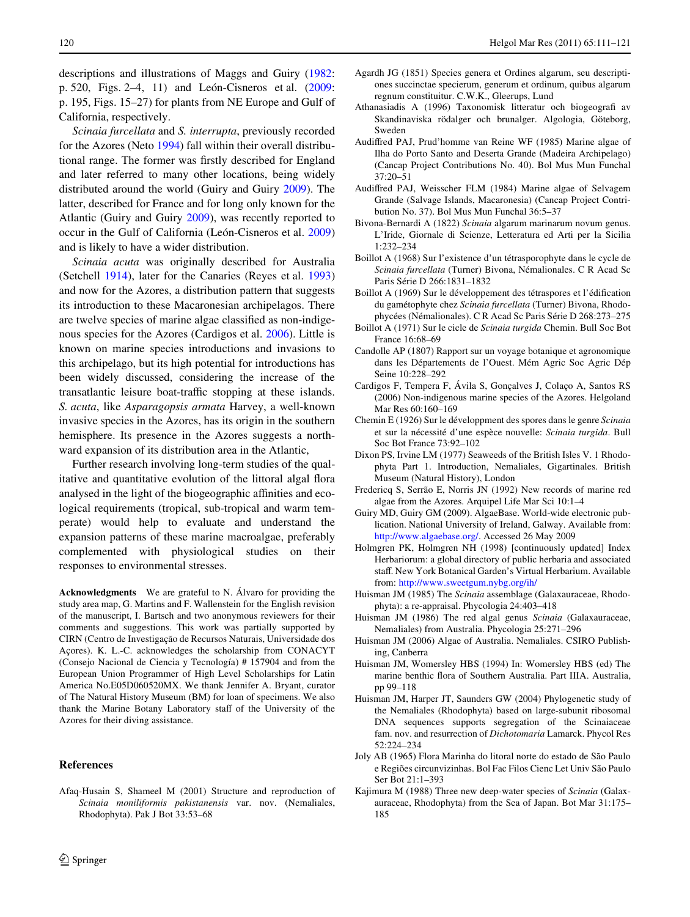descriptions and illustrations of Maggs and Guiry (1982: p. 520, Figs. 2–4, 11) and León-Cisneros et al. (2009: p. 195, Figs. 15–27) for plants from NE Europe and Gulf of California, respectively.

*Scinaia furcellata* and *S. interrupta*, previously recorded for the Azores (Neto 1994) fall within their overall distributional range. The former was firstly described for England and later referred to many other locations, being widely distributed around the world (Guiry and Guiry 2009). The latter, described for France and for long only known for the Atlantic (Guiry and Guiry 2009), was recently reported to occur in the Gulf of California (León-Cisneros et al. 2009) and is likely to have a wider distribution.

*Scinaia acuta* was originally described for Australia (Setchell 1914), later for the Canaries (Reyes et al. 1993) and now for the Azores, a distribution pattern that suggests its introduction to these Macaronesian archipelagos. There are twelve species of marine algae classified as non-indigenous species for the Azores (Cardigos et al. 2006). Little is known on marine species introductions and invasions to this archipelago, but its high potential for introductions has been widely discussed, considering the increase of the transatlantic leisure boat-traffic stopping at these islands. *S. acuta*, like *Asparagopsis armata* Harvey, a well-known invasive species in the Azores, has its origin in the southern hemisphere. Its presence in the Azores suggests a northward expansion of its distribution area in the Atlantic,

Further research involving long-term studies of the qualitative and quantitative evolution of the littoral algal flora analysed in the light of the biogeographic affinities and ecological requirements (tropical, sub-tropical and warm temperate) would help to evaluate and understand the expansion patterns of these marine macroalgae, preferably complemented with physiological studies on their responses to environmental stresses.

**Acknowledgments** We are grateful to N. Álvaro for providing the study area map, G. Martins and F. Wallenstein for the English revision of the manuscript, I. Bartsch and two anonymous reviewers for their comments and suggestions. This work was partially supported by CIRN (Centro de Investigação de Recursos Naturais, Universidade dos Açores). K. L.-C. acknowledges the scholarship from CONACYT (Consejo Nacional de Ciencia y Tecnología) # 157904 and from the European Union Programmer of High Level Scholarships for Latin America No.E05D060520MX. We thank Jennifer A. Bryant, curator of The Natural History Museum (BM) for loan of specimens. We also thank the Marine Botany Laboratory staff of the University of the Azores for their diving assistance.

## References

Afaq-Husain S, Shameel M (2001) Structure and reproduction of *Scinaia moniliformis pakistanensis* var. nov. (Nemaliales, Rhodophyta). Pak J Bot 33:53–68

Agardh JG (1851) Species genera et Ordines algarum, seu descriptiones succinctae specierum, generum et ordinum, quibus algarum regnum constituitur. C.W.K., Gleerups, Lund

Athanasiadis A (1996) Taxonomisk litteratur och biogeografi av Skandinaviska rödalger och brunalger. Algologia, Göteborg, Sweden

Audiffred PAJ, Prud'homme van Reine WF (1985) Marine algae of Ilha do Porto Santo and Deserta Grande (Madeira Archipelago) (Cancap Project Contributions No. 40). Bol Mus Mun Funchal 37:20–51

Audiffred PAJ, Weisscher FLM (1984) Marine algae of Selvagem Grande (Salvage Islands, Macaronesia) (Cancap Project Contribution No. 37). Bol Mus Mun Funchal 36:5–37

Bivona-Bernardi A (1822) *Scinaia* algarum marinarum novum genus. L'Iride, Giornale di Scienze, Letteratura ed Arti per la Sicilia 1:232–234

Boillot A (1968) Sur l'existence d'un tétrasporophyte dans le cycle de *Scinaia furcellata* (Turner) Bivona, Némalionales. C R Acad Sc Paris Série D 266:1831–1832

Boillot A (1969) Sur le développement des tétraspores et l'édification du gamétophyte chez *Scinaia furcellata* (Turner) Bivona, Rhodophycées (Némalionales). C R Acad Sc Paris Série D 268:273–275

Boillot A (1971) Sur le cicle de *Scinaia turgida* Chemin. Bull Soc Bot France 16:68–69

Candolle AP (1807) Rapport sur un voyage botanique et agronomique dans les Départements de l'Ouest. Mém Agric Soc Agric Dép Seine 10:228–292

Cardigos F, Tempera F, Ávila S, Gonçalves J, Colaço A, Santos RS (2006) Non-indigenous marine species of the Azores. Helgoland Mar Res 60:160–169

Chemin E (1926) Sur le développment des spores dans le genre *Scinaia* et sur la nécessité d'une espèce nouvelle: *Scinaia turgida*. Bull Soc Bot France 73:92–102

Dixon PS, Irvine LM (1977) Seaweeds of the British Isles V. 1 Rhodophyta Part 1. Introduction, Nemaliales, Gigartinales. British Museum (Natural History), London

Fredericq S, Serrão E, Norris JN (1992) New records of marine red algae from the Azores. Arquipel Life Mar Sci 10:1–4

Guiry MD, Guiry GM (2009). AlgaeBase. World-wide electronic publication. National University of Ireland, Galway. Available from: http://www.algaebase.org/. Accessed 26 May 2009

Holmgren PK, Holmgren NH (1998) [continuously updated] Index Herbariorum: a global directory of public herbaria and associated staff. New York Botanical Garden's Virtual Herbarium. Available from: http://www.sweetgum.nybg.org/ih/

Huisman JM (1985) The *Scinaia* assemblage (Galaxauraceae, Rhodophyta): a re-appraisal. Phycologia 24:403–418

Huisman JM (1986) The red algal genus *Scinaia* (Galaxauraceae, Nemaliales) from Australia. Phycologia 25:271–296

Huisman JM (2006) Algae of Australia. Nemaliales. CSIRO Publishing, Canberra

Huisman JM, Womersley HBS (1994) In: Womersley HBS (ed) The marine benthic flora of Southern Australia. Part IIIA. Australia, pp 99–118

Huisman JM, Harper JT, Saunders GW (2004) Phylogenetic study of the Nemaliales (Rhodophyta) based on large-subunit ribosomal DNA sequences supports segregation of the Scinaiaceae fam. nov. and resurrection of *Dichotomaria* Lamarck. Phycol Res 52:224–234

Joly AB (1965) Flora Marinha do litoral norte do estado de São Paulo e Regiões circunvizinhas. Bol Fac Filos Cienc Let Univ São Paulo Ser Bot 21:1–393

Kajimura M (1988) Three new deep-water species of *Scinaia* (Galaxauraceae, Rhodophyta) from the Sea of Japan. Bot Mar 31:175–185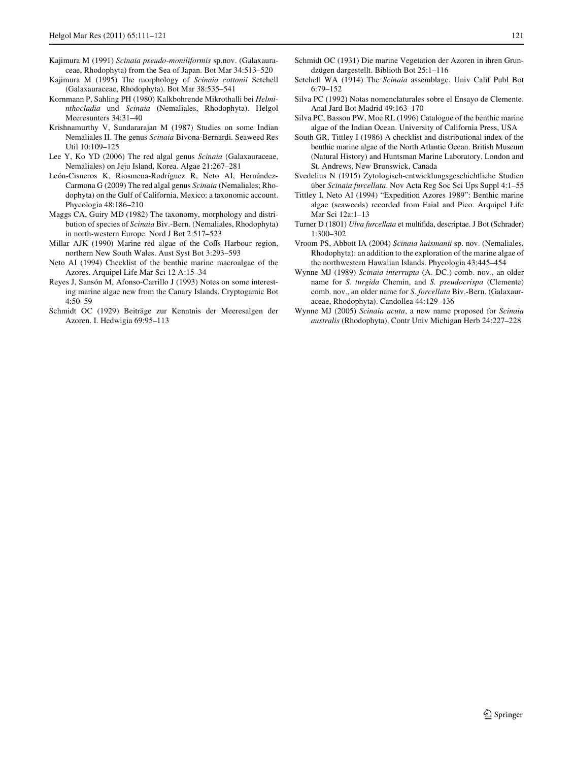Kajimura M (1991) *Scinaia pseudo-moniliformis* sp.nov. (Galaxauraceae, Rhodophyta) from the Sea of Japan. Bot Mar 34:513–520

Kajimura M (1995) The morphology of *Scinaia cottonii* Setchell (Galaxauraceae, Rhodophyta). Bot Mar 38:535–541

Kornmann P, Sahling PH (1980) Kalkbohrende Mikrothalli bei *Helminthocladia* und *Scinaia* (Nemaliales, Rhodophyta). Helgol Meeresunters 34:31–40

Krishnamurthy V, Sundararajan M (1987) Studies on some Indian Nemaliales II. The genus *Scinaia* Bivona-Bernardi. Seaweed Res Util 10:109–125

Lee Y, Ko YD (2006) The red algal genus *Scinaia* (Galaxauraceae, Nemaliales) on Jeju Island, Korea. Algae 21:267–281

León-Cisneros K, Riosmena-Rodríguez R, Neto AI, Hernández-Carmona G (2009) The red algal genus *Scinaia* (Nemaliales; Rhodophyta) on the Gulf of California, Mexico: a taxonomic account. Phycologia 48:186–210

Maggs CA, Guiry MD (1982) The taxonomy, morphology and distribution of species of *Scinaia* Biv.-Bern. (Nemaliales, Rhodophyta) in north-western Europe. Nord J Bot 2:517–523

Millar AJK (1990) Marine red algae of the Coffs Harbour region, northern New South Wales. Aust Syst Bot 3:293–593

Neto AI (1994) Checklist of the benthic marine macroalgae of the Azores. Arquipel Life Mar Sci 12 A:15–34

Reyes J, Sansón M, Afonso-Carrillo J (1993) Notes on some interesting marine algae new from the Canary Islands. Cryptogamic Bot 4:50–59

Schmidt OC (1929) Beiträge zur Kenntnis der Meeresalgen der Azoren. I. Hedwigia 69:95–113

Schmidt OC (1931) Die marine Vegetation der Azoren in ihren Grundzügen dargestellt. Biblioth Bot 25:1–116

Setchell WA (1914) The *Scinaia* assemblage. Univ Calif Publ Bot 6:79–152

Silva PC (1992) Notas nomenclaturales sobre el Ensayo de Clemente. Anal Jard Bot Madrid 49:163–170

Silva PC, Basson PW, Moe RL (1996) Catalogue of the benthic marine algae of the Indian Ocean. University of California Press, USA

South GR, Tittley I (1986) A checklist and distributional index of the benthic marine algae of the North Atlantic Ocean. British Museum (Natural History) and Huntsman Marine Laboratory. London and St. Andrews, New Brunswick, Canada

Svedelius N (1915) Zytologisch-entwicklungsgeschichtliche Studien über *Scinaia furcellata*. Nov Acta Reg Soc Sci Ups Suppl 4:1–55

Tittley I, Neto AI (1994) "Expedition Azores 1989": Benthic marine algae (seaweeds) recorded from Faial and Pico. Arquipel Life Mar Sci 12a:1–13

Turner D (1801) *Ulva furcellata* et multifida, descriptae. J Bot (Schrader) 1:300–302

Vroom PS, Abbott IA (2004) *Scinaia huismanii* sp. nov. (Nemaliales, Rhodophyta): an addition to the exploration of the marine algae of the northwestern Hawaiian Islands. Phycologia 43:445–454

Wynne MJ (1989) *Scinaia interrupta* (A. DC.) comb. nov., an older name for *S. turgida* Chemin, and *S. pseudocrispa* (Clemente) comb. nov., an older name for *S. forcellata* Biv.-Bern. (Galaxauraceae, Rhodophyta). Candollea 44:129–136

Wynne MJ (2005) *Scinaia acuta*, a new name proposed for *Scinaia australis* (Rhodophyta). Contr Univ Michigan Herb 24:227–228